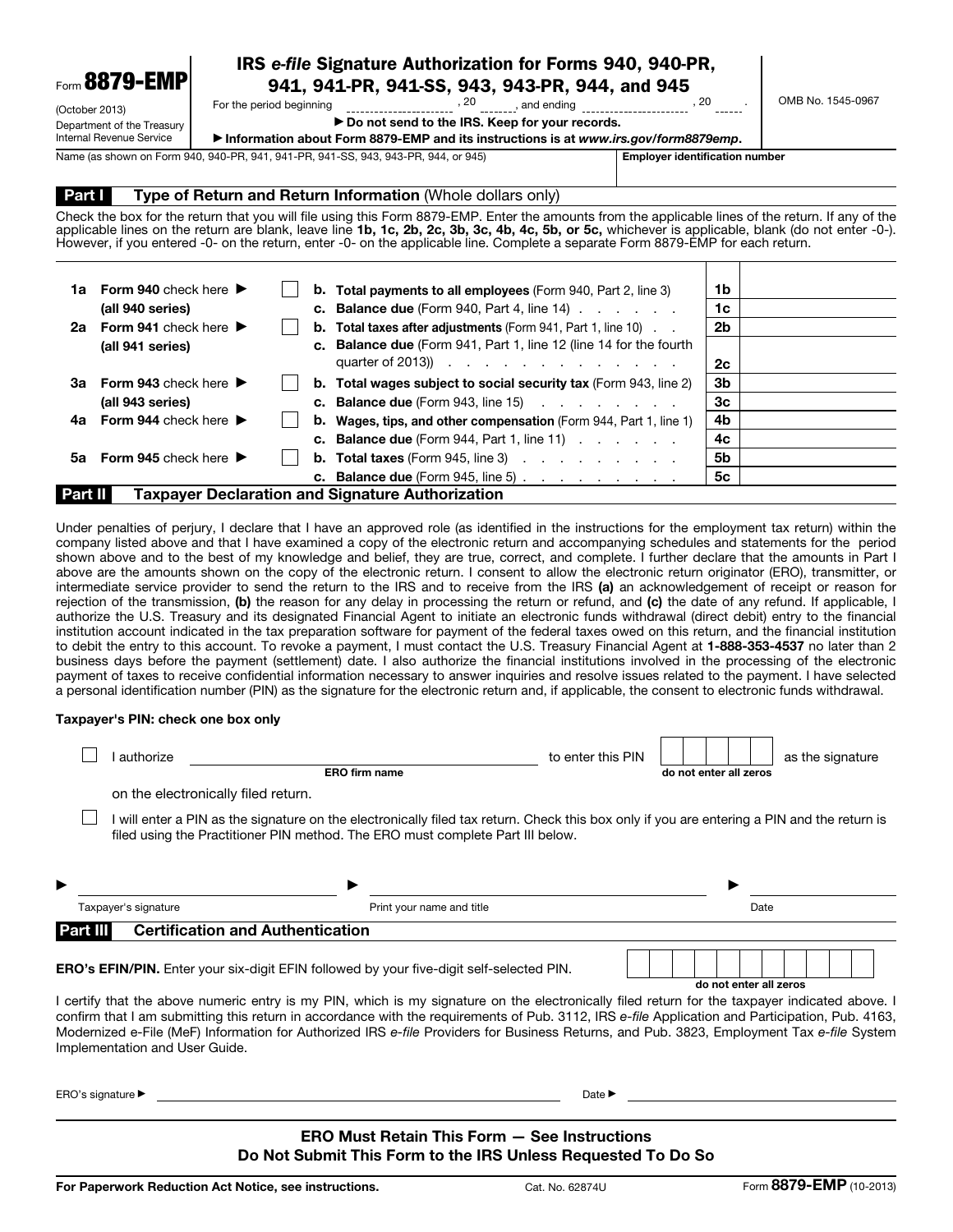Form **8879-EMP**

(October 2013)

Department of the Treasury
Internal Revenue Service

# IRS *e-file* Signature Authorization for Forms 940, 940-PR, 941, 941-PR, 941-SS, 943, 943-PR, 944, and 945

For the period beginning ______________ , 20 ____ , and ending ______________ , 20 ____ .

▶ **Do not send to the IRS. Keep for your records.**

▶ **Information about Form 8879-EMP and its instructions is at *www.irs.gov/form8879emp*.**

OMB No. 1545-0967

| Name (as shown on Form 940, 940-PR, 941, 941-PR, 941-SS, 943, 943-PR, 944, or 945) | **Employer identification number** |
|---|---|
| | |

## Part I — Type of Return and Return Information (Whole dollars only)

Check the box for the return that you will file using this Form 8879-EMP. Enter the amounts from the applicable lines of the return. If any of the applicable lines on the return are blank, leave line **1b, 1c, 2b, 2c, 3b, 3c, 4b, 4c, 5b, or 5c,** whichever is applicable, blank (do not enter -0-). However, if you entered -0- on the return, enter -0- on the applicable line. Complete a separate Form 8879-EMP for each return.

| | | | | | |
|---|---|---|---|---|---|
| **1a** | **Form 940** check here ▶ **(all 940 series)** | ☐ | **b. Total payments to all employees** (Form 940, Part 2, line 3) | **1b** | |
| | | | **c. Balance due** (Form 940, Part 4, line 14) | **1c** | |
| **2a** | **Form 941** check here ▶ **(all 941 series)** | ☐ | **b. Total taxes after adjustments** (Form 941, Part 1, line 10) | **2b** | |
| | | | **c. Balance due** (Form 941, Part 1, line 12 (line 14 for the fourth quarter of 2013)) | **2c** | |
| **3a** | **Form 943** check here ▶ **(all 943 series)** | ☐ | **b. Total wages subject to social security tax** (Form 943, line 2) | **3b** | |
| | | | **c. Balance due** (Form 943, line 15) | **3c** | |
| **4a** | **Form 944** check here ▶ | ☐ | **b. Wages, tips, and other compensation** (Form 944, Part 1, line 1) | **4b** | |
| | | | **c. Balance due** (Form 944, Part 1, line 11) | **4c** | |
| **5a** | **Form 945** check here ▶ | ☐ | **b. Total taxes** (Form 945, line 3) | **5b** | |
| | | | **c. Balance due** (Form 945, line 5) | **5c** | |

## Part II — Taxpayer Declaration and Signature Authorization

Under penalties of perjury, I declare that I have an approved role (as identified in the instructions for the employment tax return) within the company listed above and that I have examined a copy of the electronic return and accompanying schedules and statements for the period shown above and to the best of my knowledge and belief, they are true, correct, and complete. I further declare that the amounts in Part I above are the amounts shown on the copy of the electronic return. I consent to allow the electronic return originator (ERO), transmitter, or intermediate service provider to send the return to the IRS and to receive from the IRS **(a)** an acknowledgement of receipt or reason for rejection of the transmission, **(b)** the reason for any delay in processing the return or refund, and **(c)** the date of any refund. If applicable, I authorize the U.S. Treasury and its designated Financial Agent to initiate an electronic funds withdrawal (direct debit) entry to the financial institution account indicated in the tax preparation software for payment of the federal taxes owed on this return, and the financial institution to debit the entry to this account. To revoke a payment, I must contact the U.S. Treasury Financial Agent at **1-888-353-4537** no later than 2 business days before the payment (settlement) date. I also authorize the financial institutions involved in the processing of the electronic payment of taxes to receive confidential information necessary to answer inquiries and resolve issues related to the payment. I have selected a personal identification number (PIN) as the signature for the electronic return and, if applicable, the consent to electronic funds withdrawal.

**Taxpayer's PIN: check one box only**

☐ I authorize ______________________________ to enter this PIN ☐☐☐☐☐ as the signature on the electronically filed return.
(ERO firm name) (do not enter all zeros)

☐ I will enter a PIN as the signature on the electronically filed tax return. Check this box only if you are entering a PIN and the return is filed using the Practitioner PIN method. The ERO must complete Part III below.

▶ ______________________ ▶ ______________________ ▶ ______________

Taxpayer's signature — Print your name and title — Date

## Part III — Certification and Authentication

**ERO's EFIN/PIN.** Enter your six-digit EFIN followed by your five-digit self-selected PIN. ☐☐☐☐☐☐☐☐☐☐☐
(do not enter all zeros)

I certify that the above numeric entry is my PIN, which is my signature on the electronically filed return for the taxpayer indicated above. I confirm that I am submitting this return in accordance with the requirements of Pub. 3112, IRS *e-file* Application and Participation, Pub. 4163, Modernized e-File (MeF) Information for Authorized IRS *e-file* Providers for Business Returns, and Pub. 3823, Employment Tax *e-file* System Implementation and User Guide.

ERO's signature ▶ ______________________________ Date ▶ ______________

**ERO Must Retain This Form — See Instructions**
**Do Not Submit This Form to the IRS Unless Requested To Do So**

**For Paperwork Reduction Act Notice, see instructions.** Cat. No. 62874U Form **8879-EMP** (10-2013)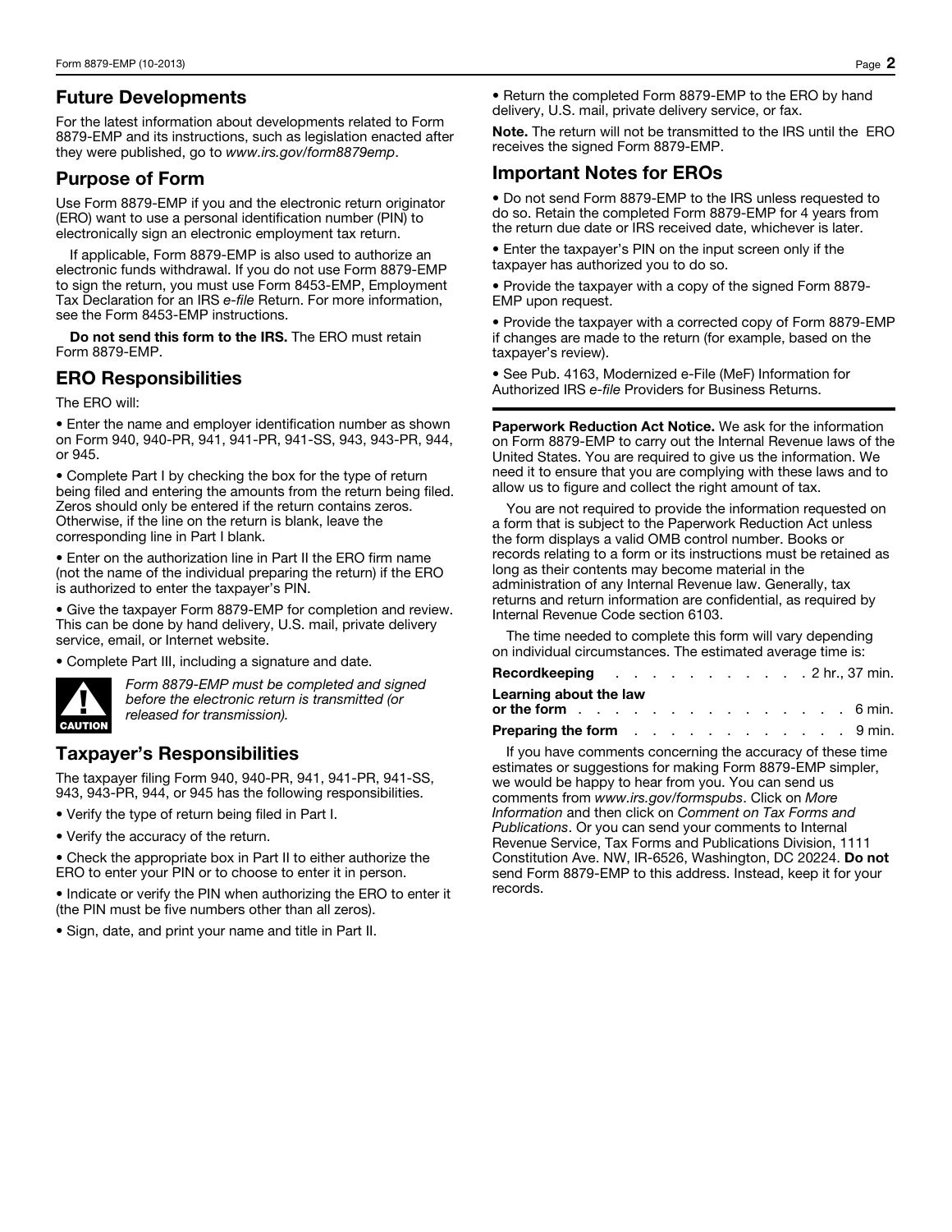## Future Developments

For the latest information about developments related to Form 8879-EMP and its instructions, such as legislation enacted after they were published, go to *www.irs.gov/form8879emp*.

## Purpose of Form

Use Form 8879-EMP if you and the electronic return originator (ERO) want to use a personal identification number (PIN) to electronically sign an electronic employment tax return.

If applicable, Form 8879-EMP is also used to authorize an electronic funds withdrawal. If you do not use Form 8879-EMP to sign the return, you must use Form 8453-EMP, Employment Tax Declaration for an IRS *e-file* Return. For more information, see the Form 8453-EMP instructions.

**Do not send this form to the IRS.** The ERO must retain Form 8879-EMP.

## ERO Responsibilities

The ERO will:

- Enter the name and employer identification number as shown on Form 940, 940-PR, 941, 941-PR, 941-SS, 943, 943-PR, 944, or 945.
- Complete Part I by checking the box for the type of return being filed and entering the amounts from the return being filed. Zeros should only be entered if the return contains zeros. Otherwise, if the line on the return is blank, leave the corresponding line in Part I blank.
- Enter on the authorization line in Part II the ERO firm name (not the name of the individual preparing the return) if the ERO is authorized to enter the taxpayer's PIN.
- Give the taxpayer Form 8879-EMP for completion and review. This can be done by hand delivery, U.S. mail, private delivery service, email, or Internet website.
- Complete Part III, including a signature and date.

**CAUTION** *Form 8879-EMP must be completed and signed before the electronic return is transmitted (or released for transmission).*

## Taxpayer's Responsibilities

The taxpayer filing Form 940, 940-PR, 941, 941-PR, 941-SS, 943, 943-PR, 944, or 945 has the following responsibilities.

- Verify the type of return being filed in Part I.
- Verify the accuracy of the return.
- Check the appropriate box in Part II to either authorize the ERO to enter your PIN or to choose to enter it in person.
- Indicate or verify the PIN when authorizing the ERO to enter it (the PIN must be five numbers other than all zeros).
- Sign, date, and print your name and title in Part II.
- Return the completed Form 8879-EMP to the ERO by hand delivery, U.S. mail, private delivery service, or fax.

**Note.** The return will not be transmitted to the IRS until the ERO receives the signed Form 8879-EMP.

## Important Notes for EROs

- Do not send Form 8879-EMP to the IRS unless requested to do so. Retain the completed Form 8879-EMP for 4 years from the return due date or IRS received date, whichever is later.
- Enter the taxpayer's PIN on the input screen only if the taxpayer has authorized you to do so.
- Provide the taxpayer with a copy of the signed Form 8879-EMP upon request.
- Provide the taxpayer with a corrected copy of Form 8879-EMP if changes are made to the return (for example, based on the taxpayer's review).
- See Pub. 4163, Modernized e-File (MeF) Information for Authorized IRS *e-file* Providers for Business Returns.

**Paperwork Reduction Act Notice.** We ask for the information on Form 8879-EMP to carry out the Internal Revenue laws of the United States. You are required to give us the information. We need it to ensure that you are complying with these laws and to allow us to figure and collect the right amount of tax.

You are not required to provide the information requested on a form that is subject to the Paperwork Reduction Act unless the form displays a valid OMB control number. Books or records relating to a form or its instructions must be retained as long as their contents may become material in the administration of any Internal Revenue law. Generally, tax returns and return information are confidential, as required by Internal Revenue Code section 6103.

The time needed to complete this form will vary depending on individual circumstances. The estimated average time is:

| | |
|---|---|
| **Recordkeeping** | 2 hr., 37 min. |
| **Learning about the law or the form** | 6 min. |
| **Preparing the form** | 9 min. |

If you have comments concerning the accuracy of these time estimates or suggestions for making Form 8879-EMP simpler, we would be happy to hear from you. You can send us comments from *www.irs.gov/formspubs*. Click on *More Information* and then click on *Comment on Tax Forms and Publications*. Or you can send your comments to Internal Revenue Service, Tax Forms and Publications Division, 1111 Constitution Ave. NW, IR-6526, Washington, DC 20224. **Do not** send Form 8879-EMP to this address. Instead, keep it for your records.